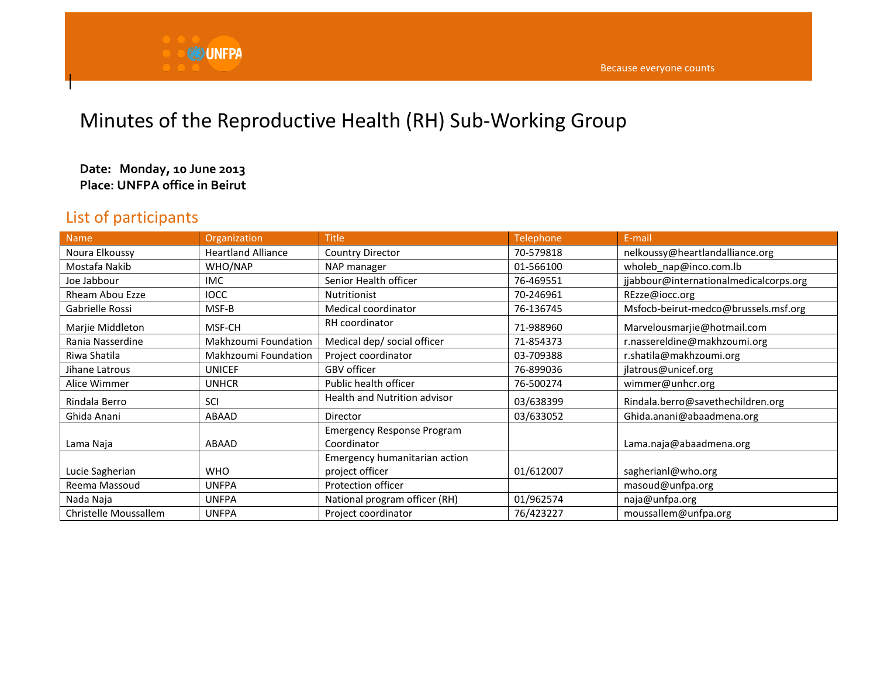# Minutes of the Reproductive Health (RH) Sub-Working Group

**Date: Monday, 10 June 2013**
**Place: UNFPA office in Beirut**

## List of participants

| Name | Organization | Title | Telephone | E-mail |
|---|---|---|---|---|
| Noura Elkoussy | Heartland Alliance | Country Director | 70-579818 | nelkoussy@heartlandalliance.org |
| Mostafa Nakib | WHO/NAP | NAP manager | 01-566100 | wholeb_nap@inco.com.lb |
| Joe Jabbour | IMC | Senior Health officer | 76-469551 | jjabbour@internationalmedicalcorps.org |
| Rheam Abou Ezze | IOCC | Nutritionist | 70-246961 | REzze@iocc.org |
| Gabrielle Rossi | MSF-B | Medical coordinator | 76-136745 | Msfocb-beirut-medco@brussels.msf.org |
| Marjie Middleton | MSF-CH | RH coordinator | 71-988960 | Marvelousmarjie@hotmail.com |
| Rania Nasserdine | Makhzoumi Foundation | Medical dep/ social officer | 71-854373 | r.nassereldine@makhzoumi.org |
| Riwa Shatila | Makhzoumi Foundation | Project coordinator | 03-709388 | r.shatila@makhzoumi.org |
| Jihane Latrous | UNICEF | GBV officer | 76-899036 | jlatrous@unicef.org |
| Alice Wimmer | UNHCR | Public health officer | 76-500274 | wimmer@unhcr.org |
| Rindala Berro | SCI | Health and Nutrition advisor | 03/638399 | Rindala.berro@savethechildren.org |
| Ghida Anani | ABAAD | Director | 03/633052 | Ghida.anani@abaadmena.org |
| Lama Naja | ABAAD | Emergency Response Program Coordinator | | Lama.naja@abaadmena.org |
| Lucie Sagherian | WHO | Emergency humanitarian action project officer | 01/612007 | sagherianl@who.org |
| Reema Massoud | UNFPA | Protection officer | | masoud@unfpa.org |
| Nada Naja | UNFPA | National program officer (RH) | 01/962574 | naja@unfpa.org |
| Christelle Moussallem | UNFPA | Project coordinator | 76/423227 | moussallem@unfpa.org |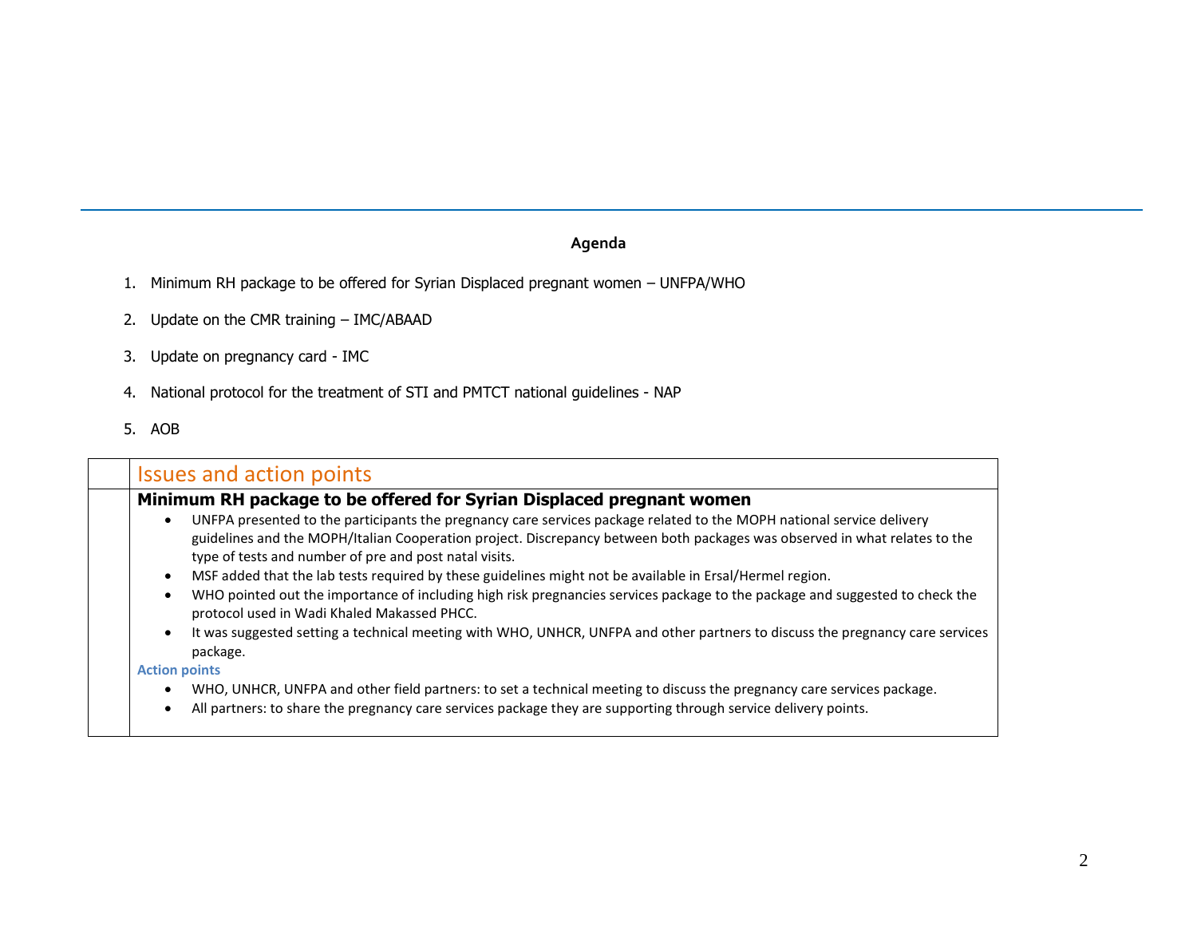**Agenda**

1. Minimum RH package to be offered for Syrian Displaced pregnant women – UNFPA/WHO
2. Update on the CMR training – IMC/ABAAD
3. Update on pregnancy card - IMC
4. National protocol for the treatment of STI and PMTCT national guidelines - NAP
5. AOB

| | Issues and action points |
|---|---|
| | **Minimum RH package to be offered for Syrian Displaced pregnant women**<br>• UNFPA presented to the participants the pregnancy care services package related to the MOPH national service delivery guidelines and the MOPH/Italian Cooperation project. Discrepancy between both packages was observed in what relates to the type of tests and number of pre and post natal visits.<br>• MSF added that the lab tests required by these guidelines might not be available in Ersal/Hermel region.<br>• WHO pointed out the importance of including high risk pregnancies services package to the package and suggested to check the protocol used in Wadi Khaled Makassed PHCC.<br>• It was suggested setting a technical meeting with WHO, UNHCR, UNFPA and other partners to discuss the pregnancy care services package.<br>**Action points**<br>• WHO, UNHCR, UNFPA and other field partners: to set a technical meeting to discuss the pregnancy care services package.<br>• All partners: to share the pregnancy care services package they are supporting through service delivery points. |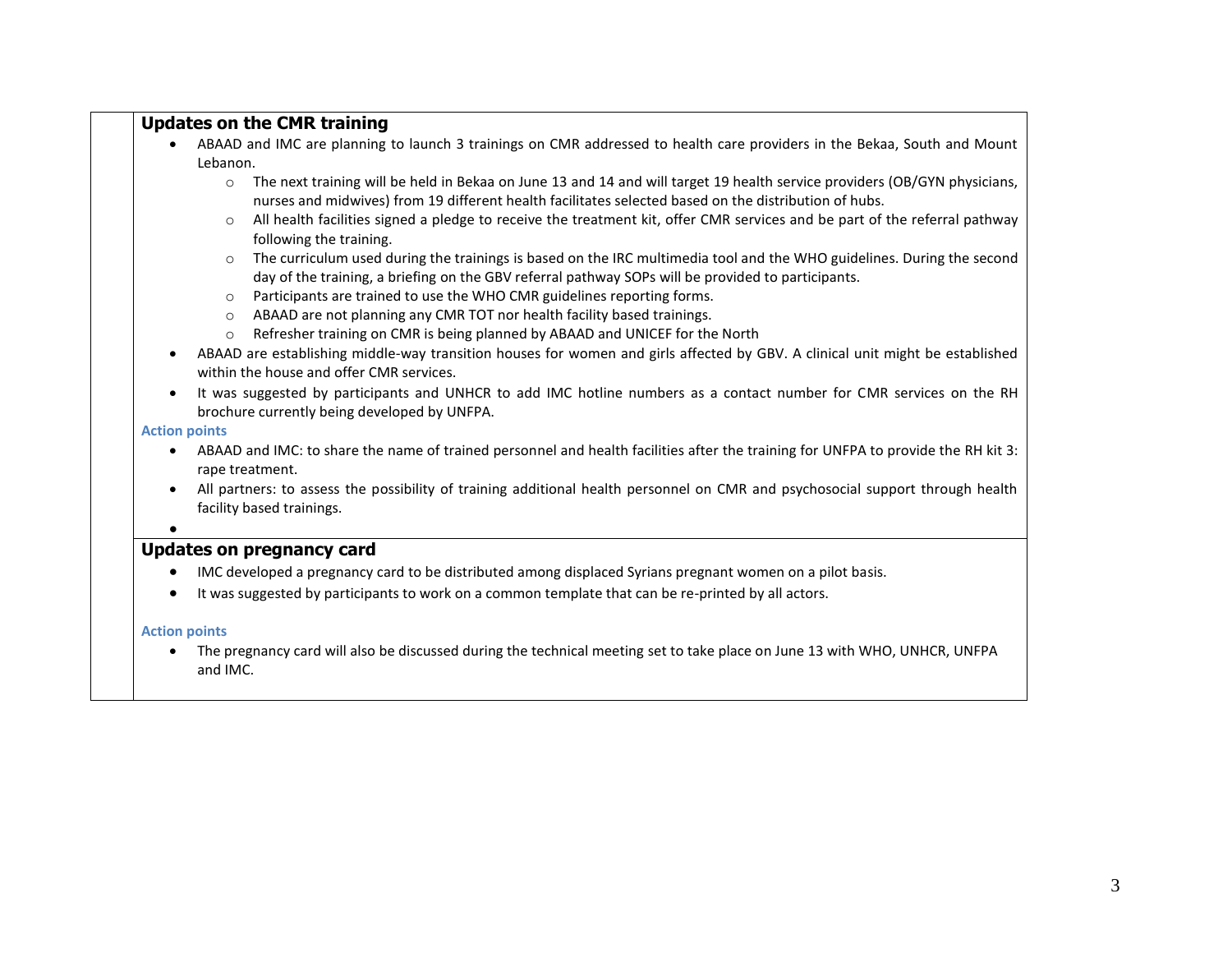## Updates on the CMR training

- ABAAD and IMC are planning to launch 3 trainings on CMR addressed to health care providers in the Bekaa, South and Mount Lebanon.
  - The next training will be held in Bekaa on June 13 and 14 and will target 19 health service providers (OB/GYN physicians, nurses and midwives) from 19 different health facilitates selected based on the distribution of hubs.
  - All health facilities signed a pledge to receive the treatment kit, offer CMR services and be part of the referral pathway following the training.
  - The curriculum used during the trainings is based on the IRC multimedia tool and the WHO guidelines. During the second day of the training, a briefing on the GBV referral pathway SOPs will be provided to participants.
  - Participants are trained to use the WHO CMR guidelines reporting forms.
  - ABAAD are not planning any CMR TOT nor health facility based trainings.
  - Refresher training on CMR is being planned by ABAAD and UNICEF for the North
- ABAAD are establishing middle-way transition houses for women and girls affected by GBV. A clinical unit might be established within the house and offer CMR services.
- It was suggested by participants and UNHCR to add IMC hotline numbers as a contact number for CMR services on the RH brochure currently being developed by UNFPA.

**Action points**

- ABAAD and IMC: to share the name of trained personnel and health facilities after the training for UNFPA to provide the RH kit 3: rape treatment.
- All partners: to assess the possibility of training additional health personnel on CMR and psychosocial support through health facility based trainings.

## Updates on pregnancy card

- IMC developed a pregnancy card to be distributed among displaced Syrians pregnant women on a pilot basis.
- It was suggested by participants to work on a common template that can be re-printed by all actors.

**Action points**

- The pregnancy card will also be discussed during the technical meeting set to take place on June 13 with WHO, UNHCR, UNFPA and IMC.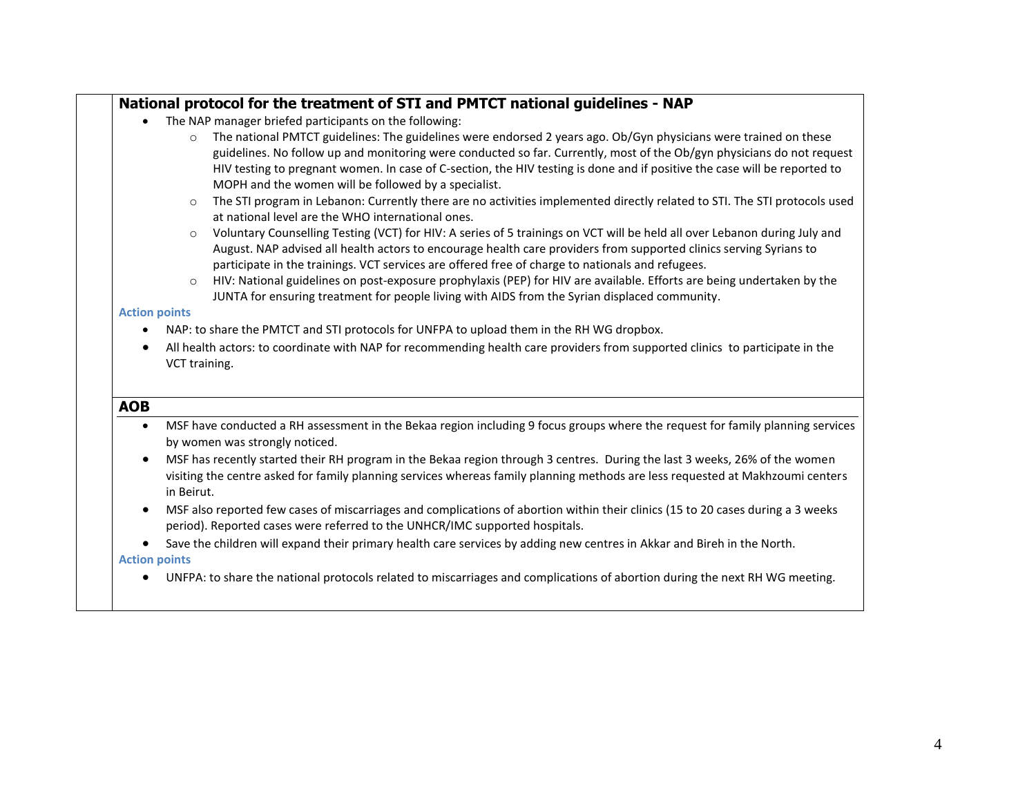**National protocol for the treatment of STI and PMTCT national guidelines - NAP**

- The NAP manager briefed participants on the following:
  - The national PMTCT guidelines: The guidelines were endorsed 2 years ago. Ob/Gyn physicians were trained on these guidelines. No follow up and monitoring were conducted so far. Currently, most of the Ob/gyn physicians do not request HIV testing to pregnant women. In case of C-section, the HIV testing is done and if positive the case will be reported to MOPH and the women will be followed by a specialist.
  - The STI program in Lebanon: Currently there are no activities implemented directly related to STI. The STI protocols used at national level are the WHO international ones.
  - Voluntary Counselling Testing (VCT) for HIV: A series of 5 trainings on VCT will be held all over Lebanon during July and August. NAP advised all health actors to encourage health care providers from supported clinics serving Syrians to participate in the trainings. VCT services are offered free of charge to nationals and refugees.
  - HIV: National guidelines on post-exposure prophylaxis (PEP) for HIV are available. Efforts are being undertaken by the JUNTA for ensuring treatment for people living with AIDS from the Syrian displaced community.

**Action points**

- NAP: to share the PMTCT and STI protocols for UNFPA to upload them in the RH WG dropbox.
- All health actors: to coordinate with NAP for recommending health care providers from supported clinics to participate in the VCT training.

**AOB**

- MSF have conducted a RH assessment in the Bekaa region including 9 focus groups where the request for family planning services by women was strongly noticed.
- MSF has recently started their RH program in the Bekaa region through 3 centres. During the last 3 weeks, 26% of the women visiting the centre asked for family planning services whereas family planning methods are less requested at Makhzoumi centers in Beirut.
- MSF also reported few cases of miscarriages and complications of abortion within their clinics (15 to 20 cases during a 3 weeks period). Reported cases were referred to the UNHCR/IMC supported hospitals.
- Save the children will expand their primary health care services by adding new centres in Akkar and Bireh in the North.

**Action points**

- UNFPA: to share the national protocols related to miscarriages and complications of abortion during the next RH WG meeting.